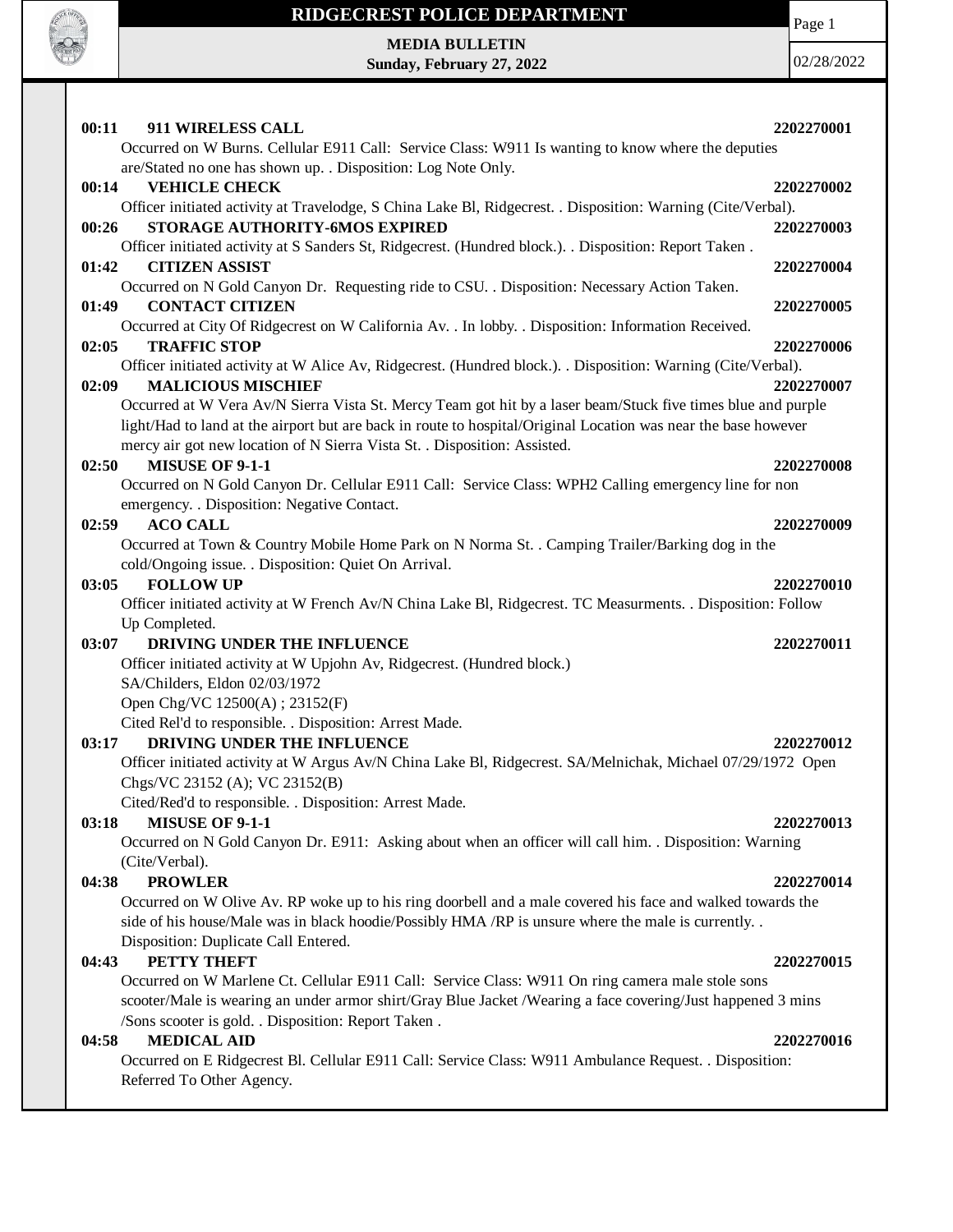# RIDGECREST POLICE DEPARTMENT

**MEDIA BULLETIN**
**Sunday, February 27, 2022**

02/28/2022

**00:11 911 WIRELESS CALL** **2202270001**
Occurred on W Burns. Cellular E911 Call: Service Class: W911 Is wanting to know where the deputies are/Stated no one has shown up. . Disposition: Log Note Only.

**00:14 VEHICLE CHECK** **2202270002**
Officer initiated activity at Travelodge, S China Lake Bl, Ridgecrest. . Disposition: Warning (Cite/Verbal).

**00:26 STORAGE AUTHORITY-6MOS EXPIRED** **2202270003**
Officer initiated activity at S Sanders St, Ridgecrest. (Hundred block.). . Disposition: Report Taken .

**01:42 CITIZEN ASSIST** **2202270004**
Occurred on N Gold Canyon Dr. Requesting ride to CSU. . Disposition: Necessary Action Taken.

**01:49 CONTACT CITIZEN** **2202270005**
Occurred at City Of Ridgecrest on W California Av. . In lobby. . Disposition: Information Received.

**02:05 TRAFFIC STOP** **2202270006**
Officer initiated activity at W Alice Av, Ridgecrest. (Hundred block.). . Disposition: Warning (Cite/Verbal).

**02:09 MALICIOUS MISCHIEF** **2202270007**
Occurred at W Vera Av/N Sierra Vista St. Mercy Team got hit by a laser beam/Stuck five times blue and purple light/Had to land at the airport but are back in route to hospital/Original Location was near the base however mercy air got new location of N Sierra Vista St. . Disposition: Assisted.

**02:50 MISUSE OF 9-1-1** **2202270008**
Occurred on N Gold Canyon Dr. Cellular E911 Call: Service Class: WPH2 Calling emergency line for non emergency. . Disposition: Negative Contact.

**02:59 ACO CALL** **2202270009**
Occurred at Town & Country Mobile Home Park on N Norma St. . Camping Trailer/Barking dog in the cold/Ongoing issue. . Disposition: Quiet On Arrival.

**03:05 FOLLOW UP** **2202270010**
Officer initiated activity at W French Av/N China Lake Bl, Ridgecrest. TC Measurments. . Disposition: Follow Up Completed.

**03:07 DRIVING UNDER THE INFLUENCE** **2202270011**
Officer initiated activity at W Upjohn Av, Ridgecrest. (Hundred block.)
SA/Childers, Eldon 02/03/1972
Open Chg/VC 12500(A) ; 23152(F)
Cited Rel'd to responsible. . Disposition: Arrest Made.

**03:17 DRIVING UNDER THE INFLUENCE** **2202270012**
Officer initiated activity at W Argus Av/N China Lake Bl, Ridgecrest. SA/Melnichak, Michael 07/29/1972 Open Chgs/VC 23152 (A); VC 23152(B)
Cited/Red'd to responsible. . Disposition: Arrest Made.

**03:18 MISUSE OF 9-1-1** **2202270013**
Occurred on N Gold Canyon Dr. E911: Asking about when an officer will call him. . Disposition: Warning (Cite/Verbal).

**04:38 PROWLER** **2202270014**
Occurred on W Olive Av. RP woke up to his ring doorbell and a male covered his face and walked towards the side of his house/Male was in black hoodie/Possibly HMA /RP is unsure where the male is currently. . Disposition: Duplicate Call Entered.

**04:43 PETTY THEFT** **2202270015**
Occurred on W Marlene Ct. Cellular E911 Call: Service Class: W911 On ring camera male stole sons scooter/Male is wearing an under armor shirt/Gray Blue Jacket /Wearing a face covering/Just happened 3 mins /Sons scooter is gold. . Disposition: Report Taken .

**04:58 MEDICAL AID** **2202270016**
Occurred on E Ridgecrest Bl. Cellular E911 Call: Service Class: W911 Ambulance Request. . Disposition: Referred To Other Agency.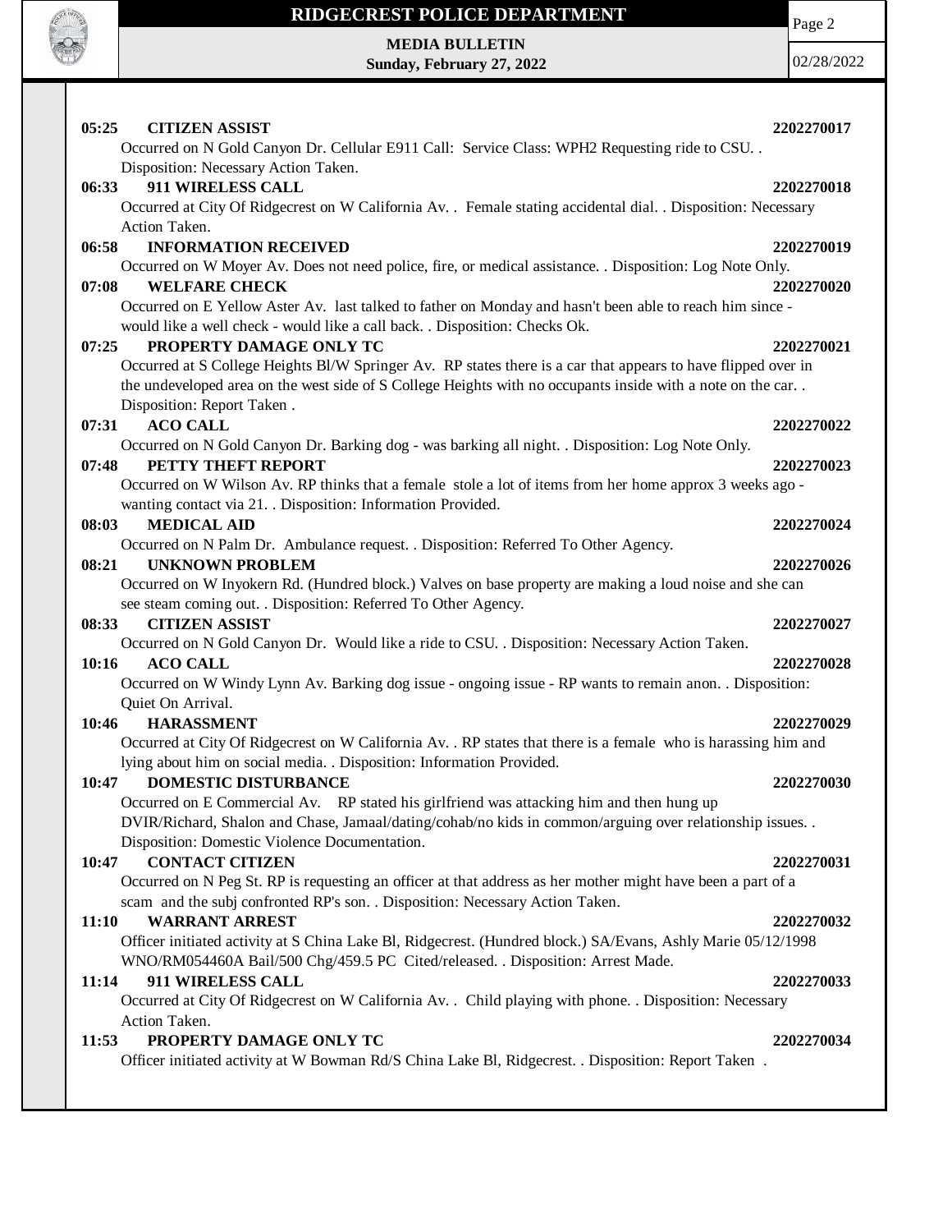**05:25 CITIZEN ASSIST** 2202270017

Occurred on N Gold Canyon Dr. Cellular E911 Call: Service Class: WPH2 Requesting ride to CSU. . Disposition: Necessary Action Taken.

**06:33 911 WIRELESS CALL** 2202270018

Occurred at City Of Ridgecrest on W California Av. . Female stating accidental dial. . Disposition: Necessary Action Taken.

**06:58 INFORMATION RECEIVED** 2202270019

Occurred on W Moyer Av. Does not need police, fire, or medical assistance. . Disposition: Log Note Only.

**07:08 WELFARE CHECK** 2202270020

Occurred on E Yellow Aster Av. last talked to father on Monday and hasn't been able to reach him since - would like a well check - would like a call back. . Disposition: Checks Ok.

**07:25 PROPERTY DAMAGE ONLY TC** 2202270021

Occurred at S College Heights Bl/W Springer Av. RP states there is a car that appears to have flipped over in the undeveloped area on the west side of S College Heights with no occupants inside with a note on the car. . Disposition: Report Taken .

**07:31 ACO CALL** 2202270022

Occurred on N Gold Canyon Dr. Barking dog - was barking all night. . Disposition: Log Note Only.

**07:48 PETTY THEFT REPORT** 2202270023

Occurred on W Wilson Av. RP thinks that a female stole a lot of items from her home approx 3 weeks ago - wanting contact via 21. . Disposition: Information Provided.

**08:03 MEDICAL AID** 2202270024

Occurred on N Palm Dr. Ambulance request. . Disposition: Referred To Other Agency.

**08:21 UNKNOWN PROBLEM** 2202270026

Occurred on W Inyokern Rd. (Hundred block.) Valves on base property are making a loud noise and she can see steam coming out. . Disposition: Referred To Other Agency.

**08:33 CITIZEN ASSIST** 2202270027

Occurred on N Gold Canyon Dr. Would like a ride to CSU. . Disposition: Necessary Action Taken.

**10:16 ACO CALL** 2202270028

Occurred on W Windy Lynn Av. Barking dog issue - ongoing issue - RP wants to remain anon. . Disposition: Quiet On Arrival.

**10:46 HARASSMENT** 2202270029

Occurred at City Of Ridgecrest on W California Av. . RP states that there is a female who is harassing him and lying about him on social media. . Disposition: Information Provided.

**10:47 DOMESTIC DISTURBANCE** 2202270030

Occurred on E Commercial Av. RP stated his girlfriend was attacking him and then hung up DVIR/Richard, Shalon and Chase, Jamaal/dating/cohab/no kids in common/arguing over relationship issues. . Disposition: Domestic Violence Documentation.

**10:47 CONTACT CITIZEN** 2202270031

Occurred on N Peg St. RP is requesting an officer at that address as her mother might have been a part of a scam and the subj confronted RP's son. . Disposition: Necessary Action Taken.

**11:10 WARRANT ARREST** 2202270032

Officer initiated activity at S China Lake Bl, Ridgecrest. (Hundred block.) SA/Evans, Ashly Marie 05/12/1998 WNO/RM054460A Bail/500 Chg/459.5 PC Cited/released. . Disposition: Arrest Made.

**11:14 911 WIRELESS CALL** 2202270033

Occurred at City Of Ridgecrest on W California Av. . Child playing with phone. . Disposition: Necessary Action Taken.

**11:53 PROPERTY DAMAGE ONLY TC** 2202270034

Officer initiated activity at W Bowman Rd/S China Lake Bl, Ridgecrest. . Disposition: Report Taken .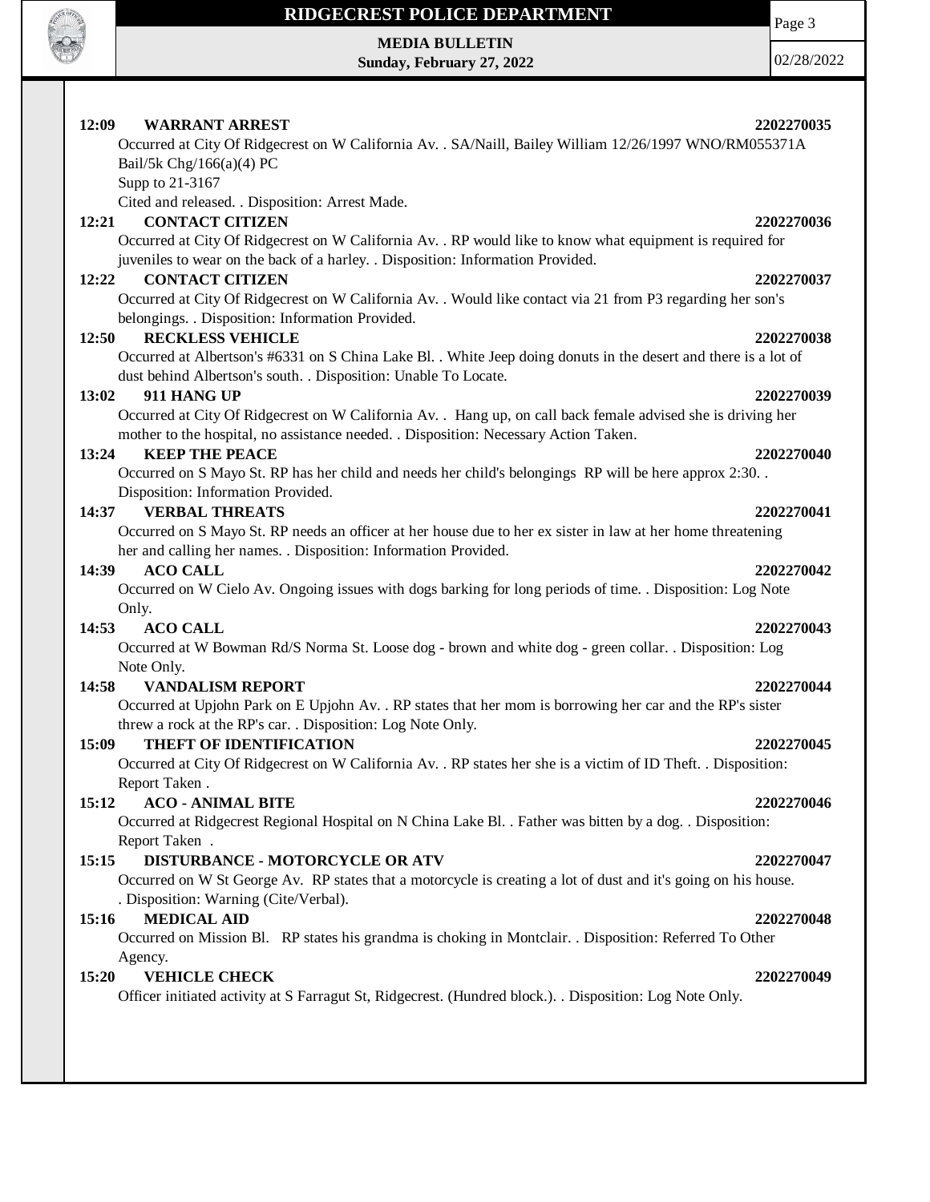**12:09 WARRANT ARREST 2202270035**

Occurred at City Of Ridgecrest on W California Av. . SA/Naill, Bailey William 12/26/1997 WNO/RM055371A Bail/5k Chg/166(a)(4) PC

Supp to 21-3167

Cited and released. . Disposition: Arrest Made.

**12:21 CONTACT CITIZEN 2202270036**

Occurred at City Of Ridgecrest on W California Av. . RP would like to know what equipment is required for juveniles to wear on the back of a harley. . Disposition: Information Provided.

**12:22 CONTACT CITIZEN 2202270037**

Occurred at City Of Ridgecrest on W California Av. . Would like contact via 21 from P3 regarding her son's belongings. . Disposition: Information Provided.

**12:50 RECKLESS VEHICLE 2202270038**

Occurred at Albertson's #6331 on S China Lake Bl. . White Jeep doing donuts in the desert and there is a lot of dust behind Albertson's south. . Disposition: Unable To Locate.

**13:02 911 HANG UP 2202270039**

Occurred at City Of Ridgecrest on W California Av. . Hang up, on call back female advised she is driving her mother to the hospital, no assistance needed. . Disposition: Necessary Action Taken.

**13:24 KEEP THE PEACE 2202270040**

Occurred on S Mayo St. RP has her child and needs her child's belongings RP will be here approx 2:30. . Disposition: Information Provided.

**14:37 VERBAL THREATS 2202270041**

Occurred on S Mayo St. RP needs an officer at her house due to her ex sister in law at her home threatening her and calling her names. . Disposition: Information Provided.

**14:39 ACO CALL 2202270042**

Occurred on W Cielo Av. Ongoing issues with dogs barking for long periods of time. . Disposition: Log Note Only.

**14:53 ACO CALL 2202270043**

Occurred at W Bowman Rd/S Norma St. Loose dog - brown and white dog - green collar. . Disposition: Log Note Only.

**14:58 VANDALISM REPORT 2202270044**

Occurred at Upjohn Park on E Upjohn Av. . RP states that her mom is borrowing her car and the RP's sister threw a rock at the RP's car. . Disposition: Log Note Only.

**15:09 THEFT OF IDENTIFICATION 2202270045**

Occurred at City Of Ridgecrest on W California Av. . RP states her she is a victim of ID Theft. . Disposition: Report Taken .

**15:12 ACO - ANIMAL BITE 2202270046**

Occurred at Ridgecrest Regional Hospital on N China Lake Bl. . Father was bitten by a dog. . Disposition: Report Taken .

**15:15 DISTURBANCE - MOTORCYCLE OR ATV 2202270047**

Occurred on W St George Av. RP states that a motorcycle is creating a lot of dust and it's going on his house. . Disposition: Warning (Cite/Verbal).

**15:16 MEDICAL AID 2202270048**

Occurred on Mission Bl. RP states his grandma is choking in Montclair. . Disposition: Referred To Other Agency.

**15:20 VEHICLE CHECK 2202270049**

Officer initiated activity at S Farragut St, Ridgecrest. (Hundred block.). . Disposition: Log Note Only.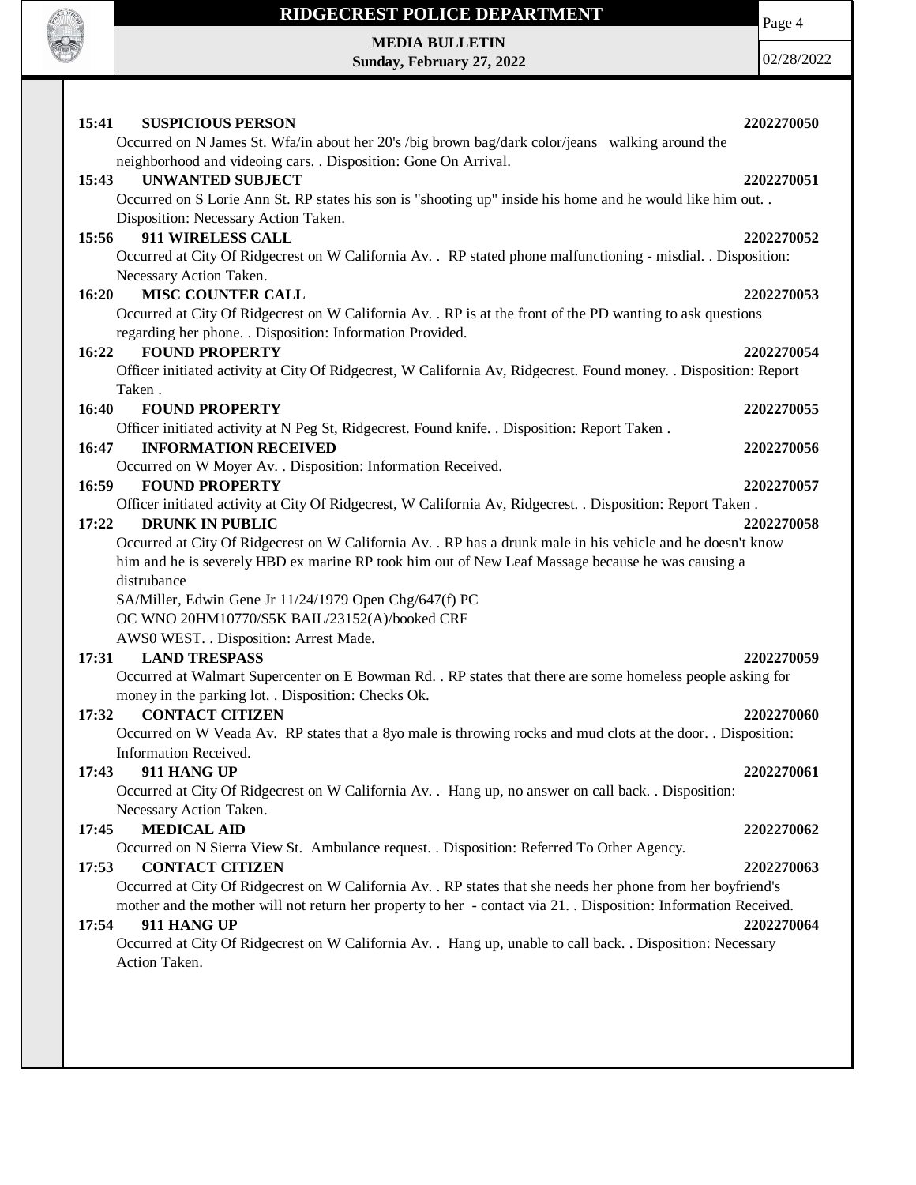**15:41 SUSPICIOUS PERSON** **2202270050**

Occurred on N James St. Wfa/in about her 20's /big brown bag/dark color/jeans walking around the neighborhood and videoing cars. . Disposition: Gone On Arrival.

**15:43 UNWANTED SUBJECT** **2202270051**

Occurred on S Lorie Ann St. RP states his son is "shooting up" inside his home and he would like him out. . Disposition: Necessary Action Taken.

**15:56 911 WIRELESS CALL** **2202270052**

Occurred at City Of Ridgecrest on W California Av. . RP stated phone malfunctioning - misdial. . Disposition: Necessary Action Taken.

**16:20 MISC COUNTER CALL** **2202270053**

Occurred at City Of Ridgecrest on W California Av. . RP is at the front of the PD wanting to ask questions regarding her phone. . Disposition: Information Provided.

**16:22 FOUND PROPERTY** **2202270054**

Officer initiated activity at City Of Ridgecrest, W California Av, Ridgecrest. Found money. . Disposition: Report Taken .

**16:40 FOUND PROPERTY** **2202270055**

Officer initiated activity at N Peg St, Ridgecrest. Found knife. . Disposition: Report Taken .

**16:47 INFORMATION RECEIVED** **2202270056**

Occurred on W Moyer Av. . Disposition: Information Received.

**16:59 FOUND PROPERTY** **2202270057**

Officer initiated activity at City Of Ridgecrest, W California Av, Ridgecrest. . Disposition: Report Taken .

**17:22 DRUNK IN PUBLIC** **2202270058**

Occurred at City Of Ridgecrest on W California Av. . RP has a drunk male in his vehicle and he doesn't know him and he is severely HBD ex marine RP took him out of New Leaf Massage because he was causing a distrubance
SA/Miller, Edwin Gene Jr 11/24/1979 Open Chg/647(f) PC
OC WNO 20HM10770/$5K BAIL/23152(A)/booked CRF
AWS0 WEST. . Disposition: Arrest Made.

**17:31 LAND TRESPASS** **2202270059**

Occurred at Walmart Supercenter on E Bowman Rd. . RP states that there are some homeless people asking for money in the parking lot. . Disposition: Checks Ok.

**17:32 CONTACT CITIZEN** **2202270060**

Occurred on W Veada Av. RP states that a 8yo male is throwing rocks and mud clots at the door. . Disposition: Information Received.

**17:43 911 HANG UP** **2202270061**

Occurred at City Of Ridgecrest on W California Av. . Hang up, no answer on call back. . Disposition: Necessary Action Taken.

**17:45 MEDICAL AID** **2202270062**

Occurred on N Sierra View St. Ambulance request. . Disposition: Referred To Other Agency.

**17:53 CONTACT CITIZEN** **2202270063**

Occurred at City Of Ridgecrest on W California Av. . RP states that she needs her phone from her boyfriend's mother and the mother will not return her property to her - contact via 21. . Disposition: Information Received.

**17:54 911 HANG UP** **2202270064**

Occurred at City Of Ridgecrest on W California Av. . Hang up, unable to call back. . Disposition: Necessary Action Taken.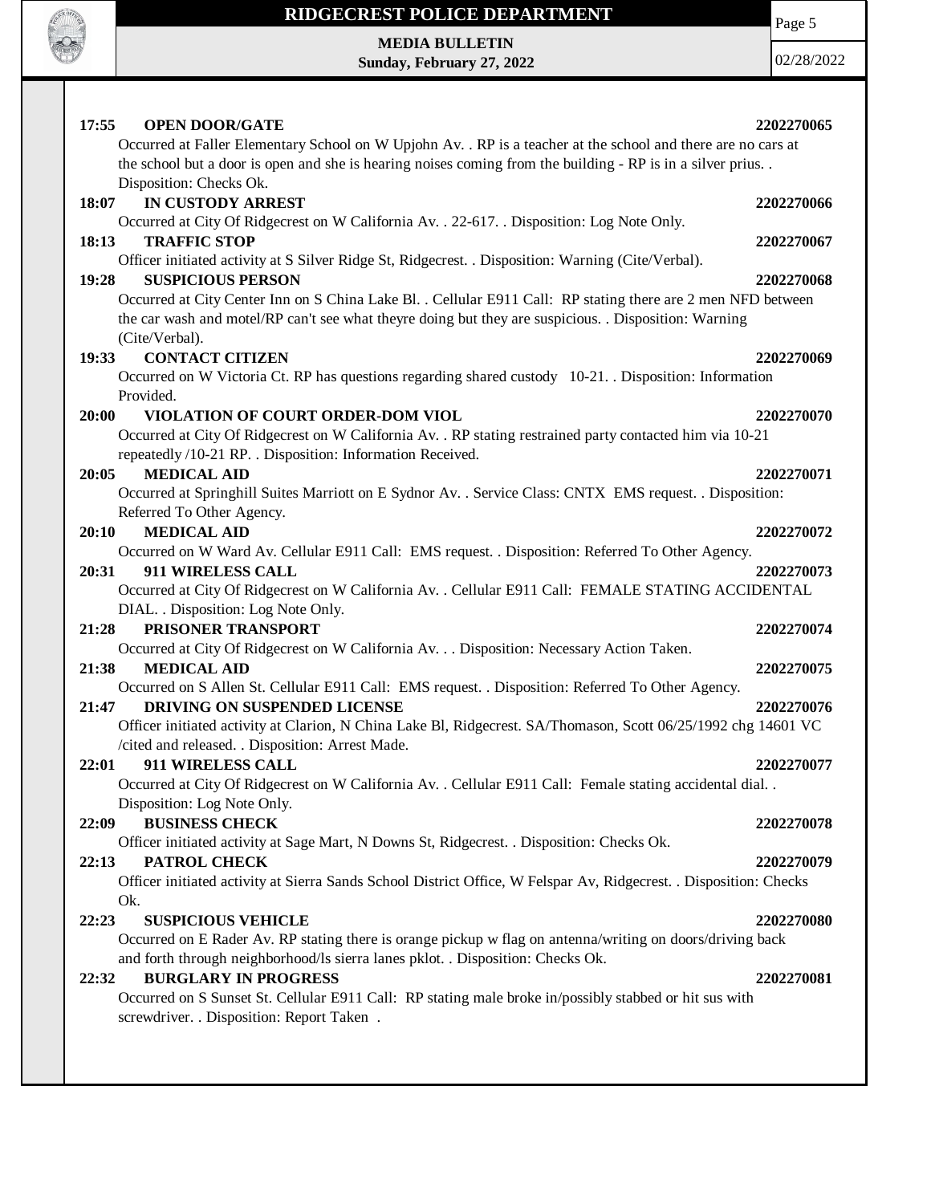**17:55 OPEN DOOR/GATE** **2202270065**

Occurred at Faller Elementary School on W Upjohn Av. . RP is a teacher at the school and there are no cars at the school but a door is open and she is hearing noises coming from the building - RP is in a silver prius. . Disposition: Checks Ok.

**18:07 IN CUSTODY ARREST** **2202270066**

Occurred at City Of Ridgecrest on W California Av. . 22-617. . Disposition: Log Note Only.

**18:13 TRAFFIC STOP** **2202270067**

Officer initiated activity at S Silver Ridge St, Ridgecrest. . Disposition: Warning (Cite/Verbal).

**19:28 SUSPICIOUS PERSON** **2202270068**

Occurred at City Center Inn on S China Lake Bl. . Cellular E911 Call: RP stating there are 2 men NFD between the car wash and motel/RP can't see what theyre doing but they are suspicious. . Disposition: Warning (Cite/Verbal).

**19:33 CONTACT CITIZEN** **2202270069**

Occurred on W Victoria Ct. RP has questions regarding shared custody 10-21. . Disposition: Information Provided.

**20:00 VIOLATION OF COURT ORDER-DOM VIOL** **2202270070**

Occurred at City Of Ridgecrest on W California Av. . RP stating restrained party contacted him via 10-21 repeatedly /10-21 RP. . Disposition: Information Received.

**20:05 MEDICAL AID** **2202270071**

Occurred at Springhill Suites Marriott on E Sydnor Av. . Service Class: CNTX EMS request. . Disposition: Referred To Other Agency.

**20:10 MEDICAL AID** **2202270072**

Occurred on W Ward Av. Cellular E911 Call: EMS request. . Disposition: Referred To Other Agency.

**20:31 911 WIRELESS CALL** **2202270073**

Occurred at City Of Ridgecrest on W California Av. . Cellular E911 Call: FEMALE STATING ACCIDENTAL DIAL. . Disposition: Log Note Only.

**21:28 PRISONER TRANSPORT** **2202270074**

Occurred at City Of Ridgecrest on W California Av. . . Disposition: Necessary Action Taken.

**21:38 MEDICAL AID** **2202270075**

Occurred on S Allen St. Cellular E911 Call: EMS request. . Disposition: Referred To Other Agency.

**21:47 DRIVING ON SUSPENDED LICENSE** **2202270076**

Officer initiated activity at Clarion, N China Lake Bl, Ridgecrest. SA/Thomason, Scott 06/25/1992 chg 14601 VC /cited and released. . Disposition: Arrest Made.

**22:01 911 WIRELESS CALL** **2202270077**

Occurred at City Of Ridgecrest on W California Av. . Cellular E911 Call: Female stating accidental dial. . Disposition: Log Note Only.

**22:09 BUSINESS CHECK** **2202270078**

Officer initiated activity at Sage Mart, N Downs St, Ridgecrest. . Disposition: Checks Ok.

**22:13 PATROL CHECK** **2202270079**

Officer initiated activity at Sierra Sands School District Office, W Felspar Av, Ridgecrest. . Disposition: Checks Ok.

**22:23 SUSPICIOUS VEHICLE** **2202270080**

Occurred on E Rader Av. RP stating there is orange pickup w flag on antenna/writing on doors/driving back and forth through neighborhood/ls sierra lanes pklot. . Disposition: Checks Ok.

**22:32 BURGLARY IN PROGRESS** **2202270081**

Occurred on S Sunset St. Cellular E911 Call: RP stating male broke in/possibly stabbed or hit sus with screwdriver. . Disposition: Report Taken .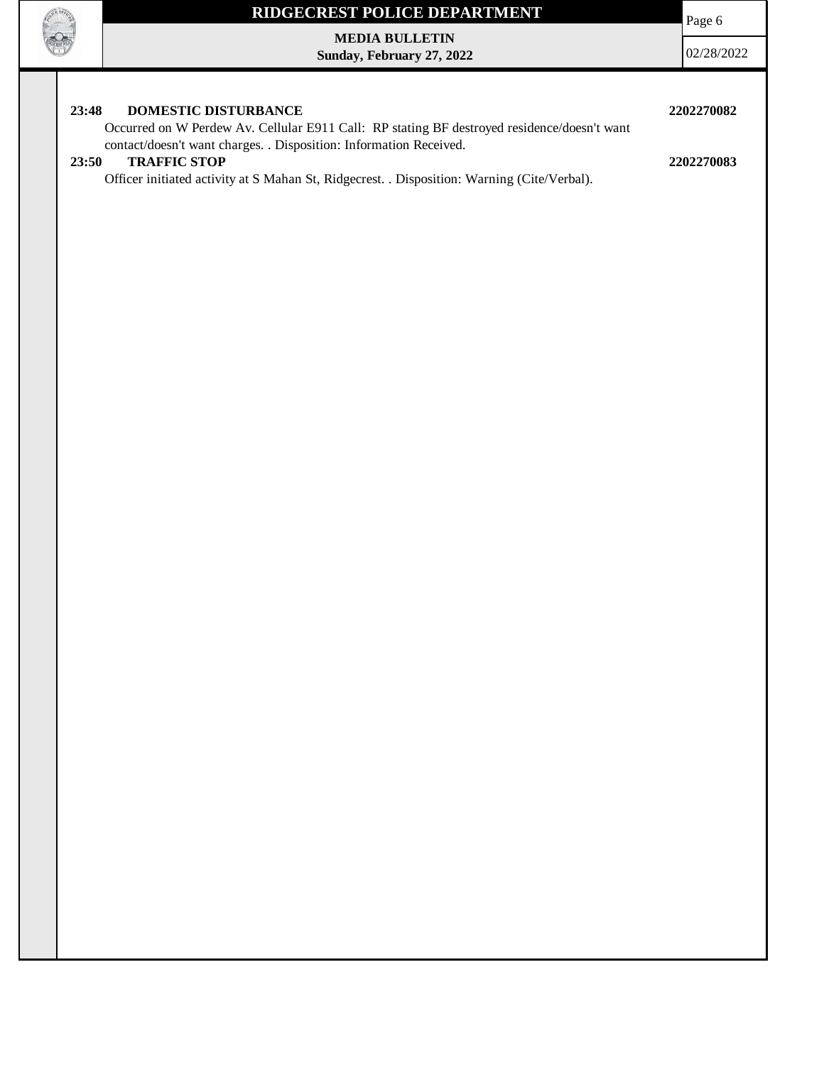**23:48** **DOMESTIC DISTURBANCE** **2202270082**

Occurred on W Perdew Av. Cellular E911 Call: RP stating BF destroyed residence/doesn't want contact/doesn't want charges. . Disposition: Information Received.

**23:50** **TRAFFIC STOP** **2202270083**

Officer initiated activity at S Mahan St, Ridgecrest. . Disposition: Warning (Cite/Verbal).